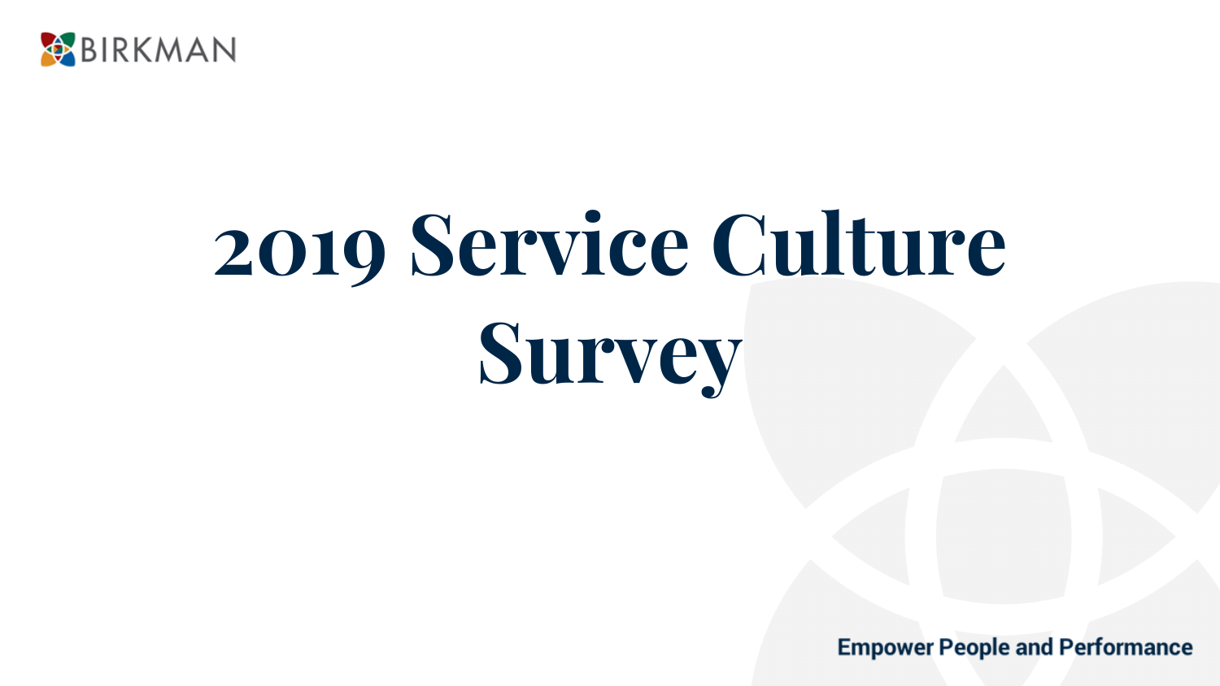BIRKMAN

# 2019 Service Culture Survey

**Empower People and Performance**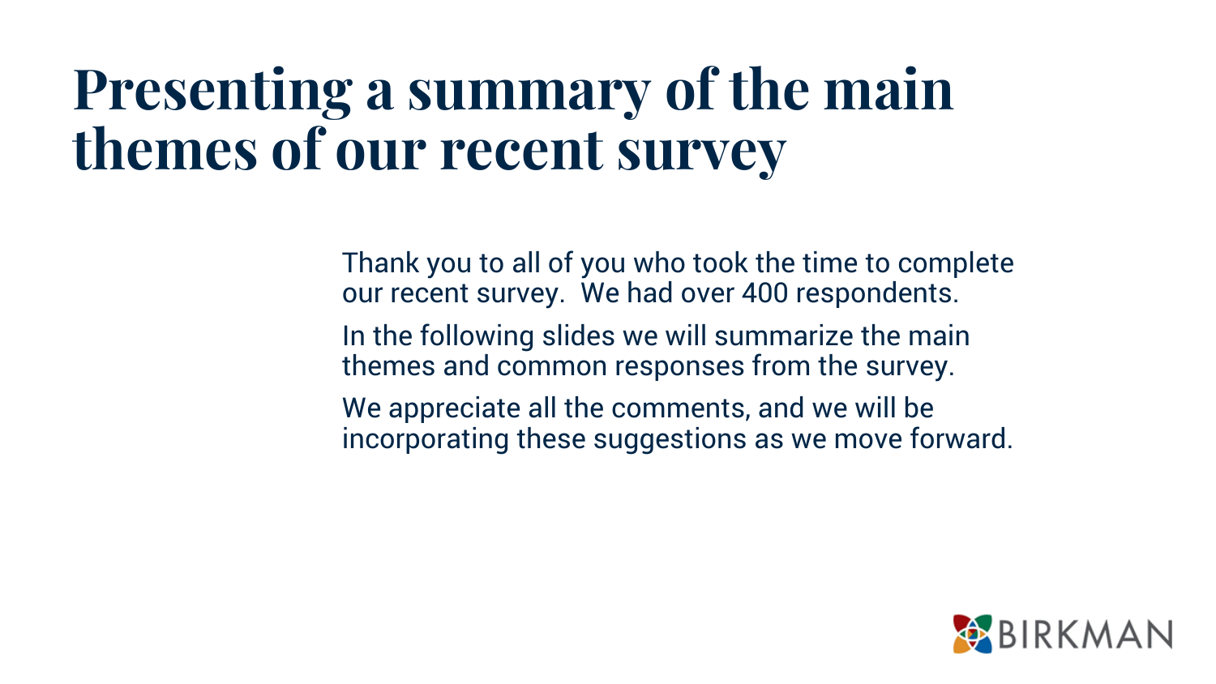# Presenting a summary of the main themes of our recent survey

Thank you to all of you who took the time to complete our recent survey. We had over 400 respondents.

In the following slides we will summarize the main themes and common responses from the survey.

We appreciate all the comments, and we will be incorporating these suggestions as we move forward.

BIRKMAN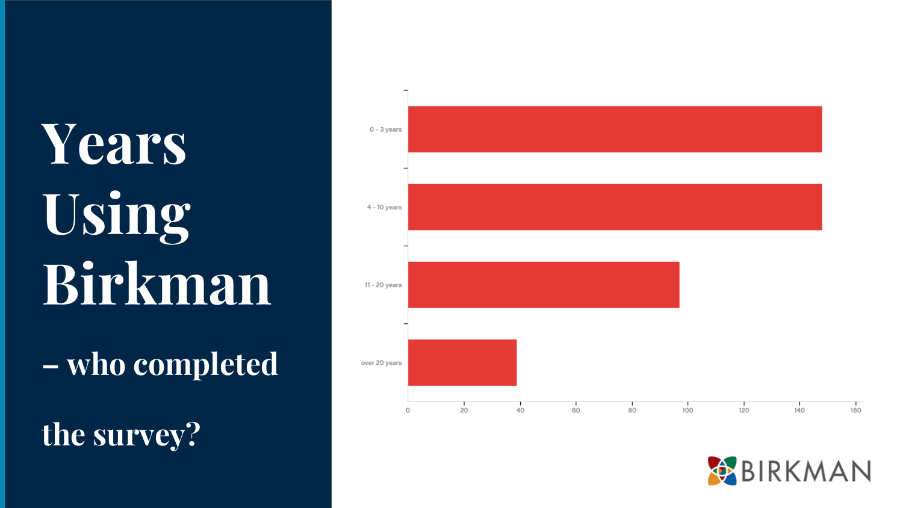# Years Using Birkman

## – who completed the survey?

| Years using Birkman | Respondents (approx.) |
|---|---|
| 0 - 3 years | ~148 |
| 4 - 10 years | ~148 |
| 11 - 20 years | ~97 |
| over 20 years | ~39 |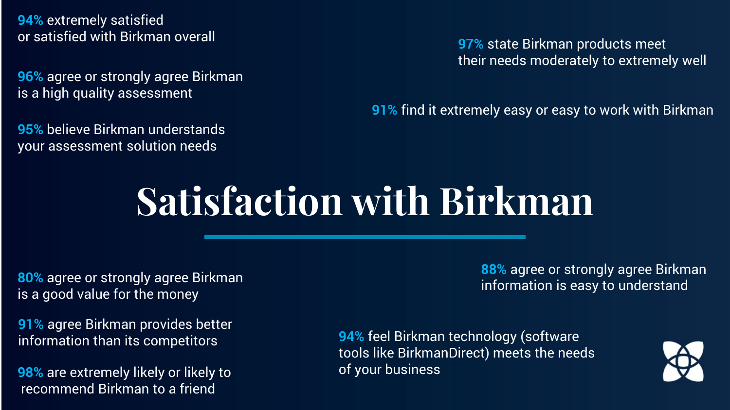# Satisfaction with Birkman

**94%** extremely satisfied or satisfied with Birkman overall

**96%** agree or strongly agree Birkman is a high quality assessment

**95%** believe Birkman understands your assessment solution needs

**97%** state Birkman products meet their needs moderately to extremely well

**91%** find it extremely easy or easy to work with Birkman

**80%** agree or strongly agree Birkman is a good value for the money

**91%** agree Birkman provides better information than its competitors

**98%** are extremely likely or likely to recommend Birkman to a friend

**88%** agree or strongly agree Birkman information is easy to understand

**94%** feel Birkman technology (software tools like BirkmanDirect) meets the needs of your business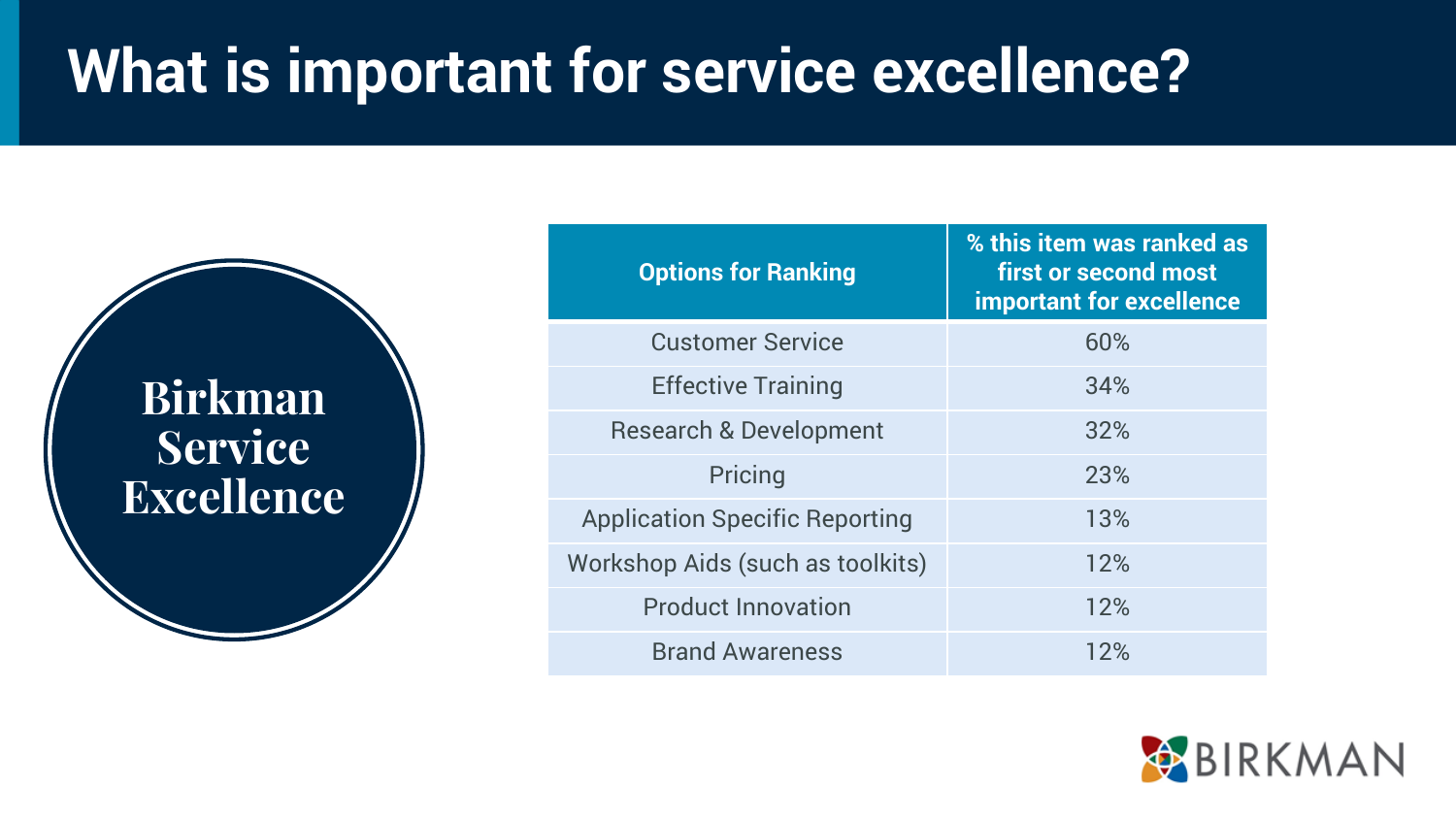# What is important for service excellence?

**Birkman Service Excellence**

| Options for Ranking | % this item was ranked as first or second most important for excellence |
| --- | --- |
| Customer Service | 60% |
| Effective Training | 34% |
| Research & Development | 32% |
| Pricing | 23% |
| Application Specific Reporting | 13% |
| Workshop Aids (such as toolkits) | 12% |
| Product Innovation | 12% |
| Brand Awareness | 12% |

BIRKMAN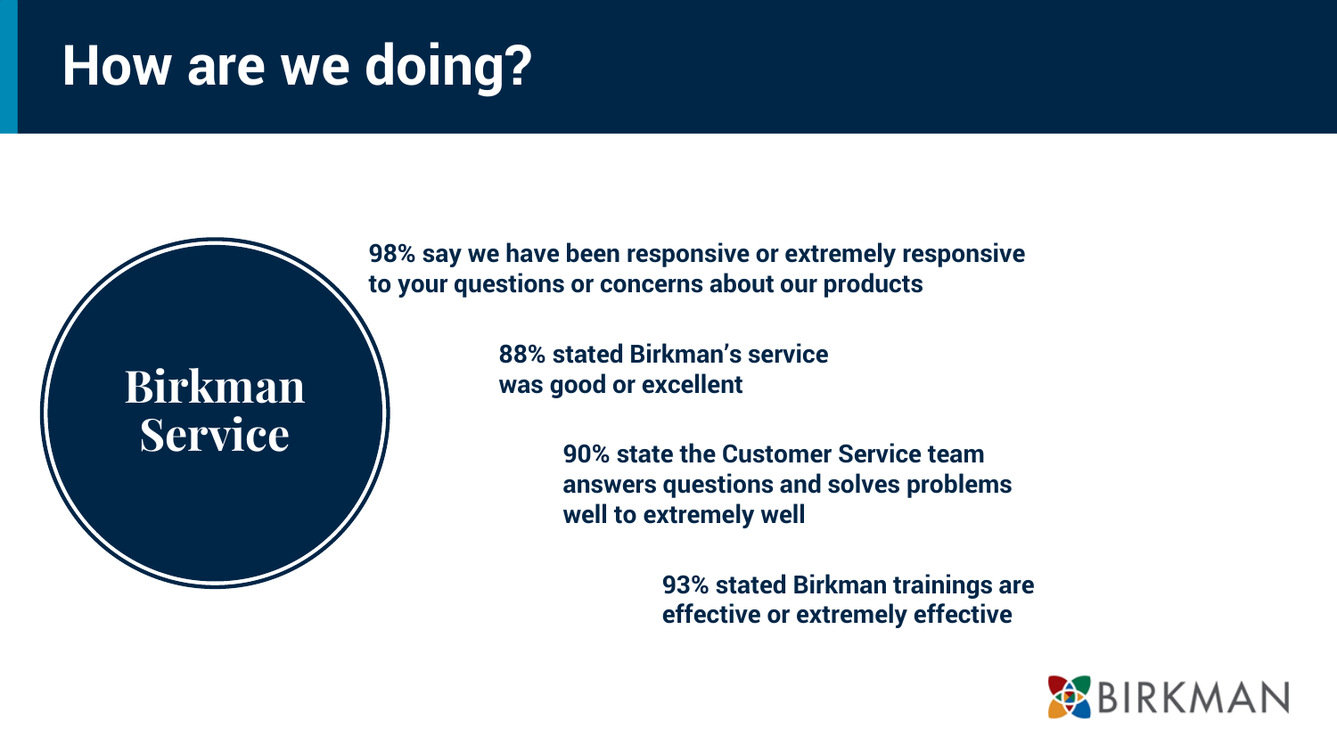# How are we doing?

## Birkman Service

**98% say we have been responsive or extremely responsive to your questions or concerns about our products**

**88% stated Birkman's service was good or excellent**

**90% state the Customer Service team answers questions and solves problems well to extremely well**

**93% stated Birkman trainings are effective or extremely effective**

BIRKMAN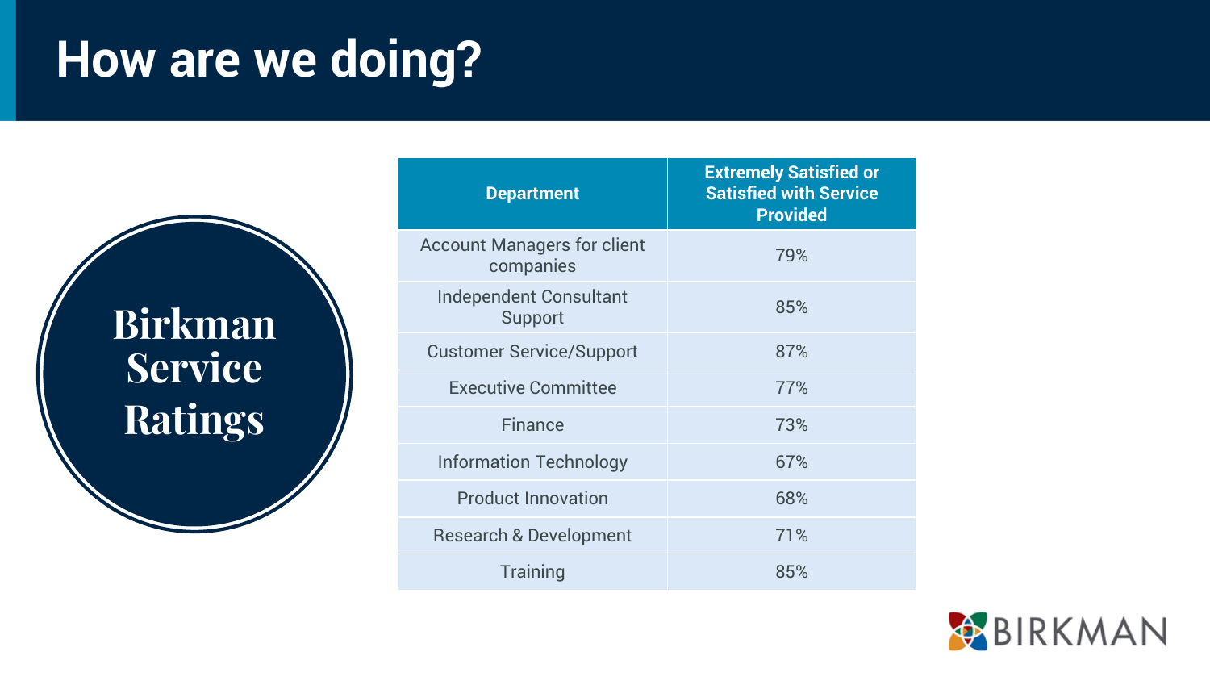# How are we doing?

## Birkman Service Ratings

| Department | Extremely Satisfied or Satisfied with Service Provided |
|---|---|
| Account Managers for client companies | 79% |
| Independent Consultant Support | 85% |
| Customer Service/Support | 87% |
| Executive Committee | 77% |
| Finance | 73% |
| Information Technology | 67% |
| Product Innovation | 68% |
| Research & Development | 71% |
| Training | 85% |

BIRKMAN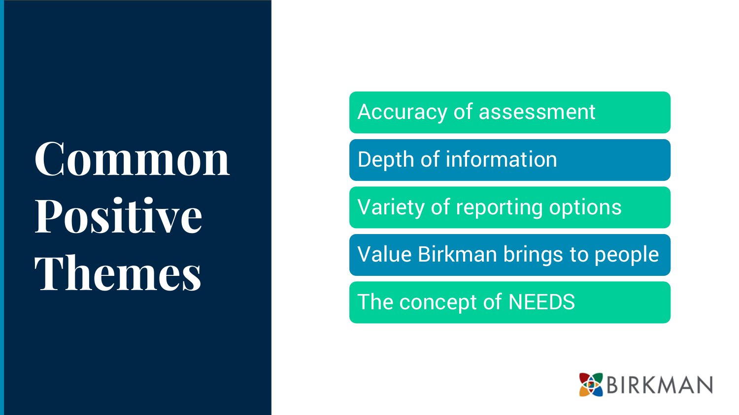# Common Positive Themes

- Accuracy of assessment
- Depth of information
- Variety of reporting options
- Value Birkman brings to people
- The concept of NEEDS

BIRKMAN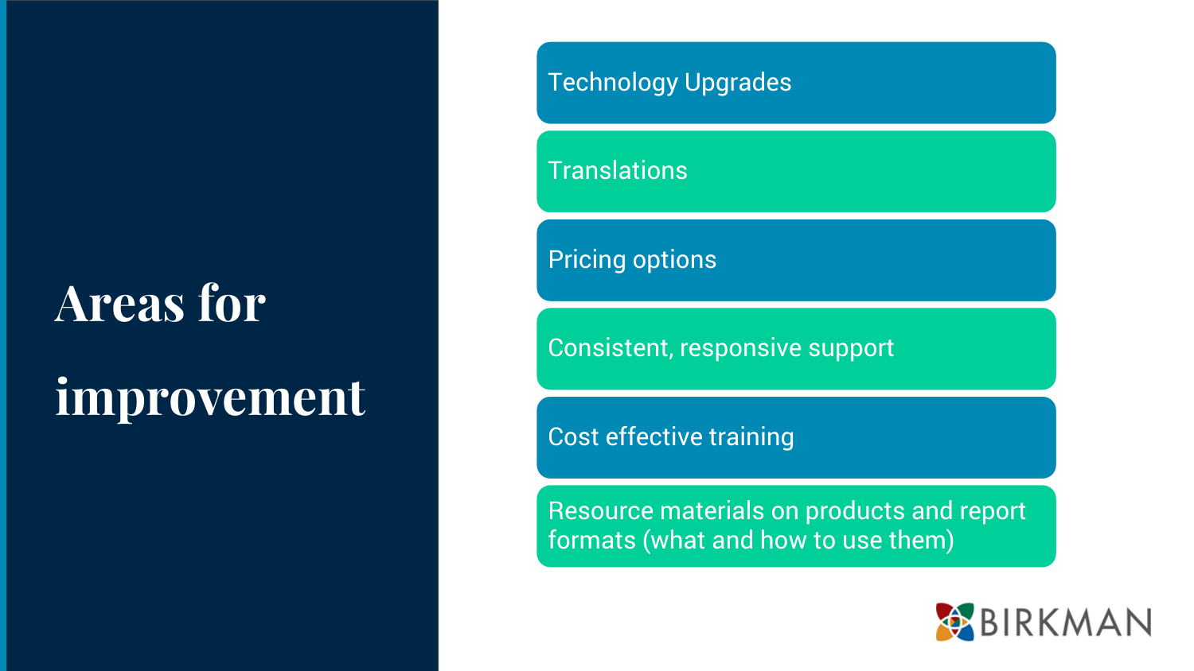# Areas for improvement

- Technology Upgrades
- Translations
- Pricing options
- Consistent, responsive support
- Cost effective training
- Resource materials on products and report formats (what and how to use them)

BIRKMAN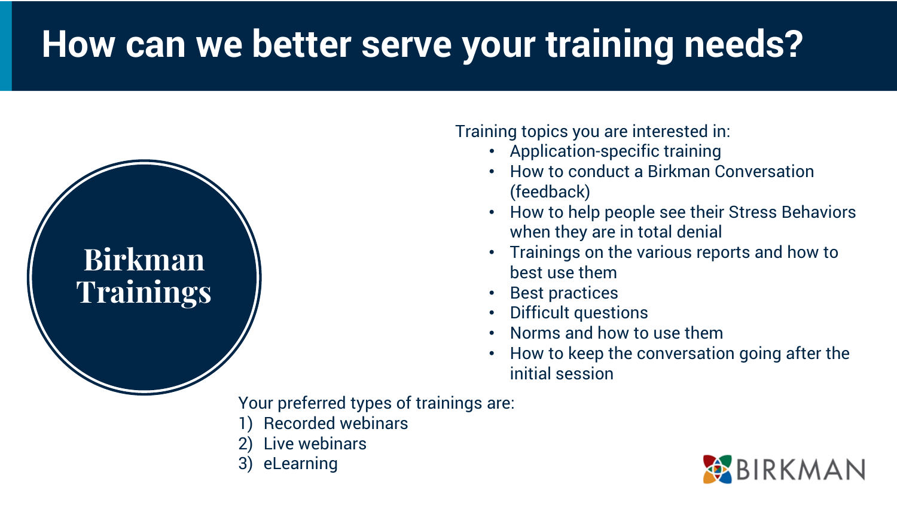# How can we better serve your training needs?

**Birkman Trainings**

Training topics you are interested in:

- Application-specific training
- How to conduct a Birkman Conversation (feedback)
- How to help people see their Stress Behaviors when they are in total denial
- Trainings on the various reports and how to best use them
- Best practices
- Difficult questions
- Norms and how to use them
- How to keep the conversation going after the initial session

Your preferred types of trainings are:

1) Recorded webinars
2) Live webinars
3) eLearning

BIRKMAN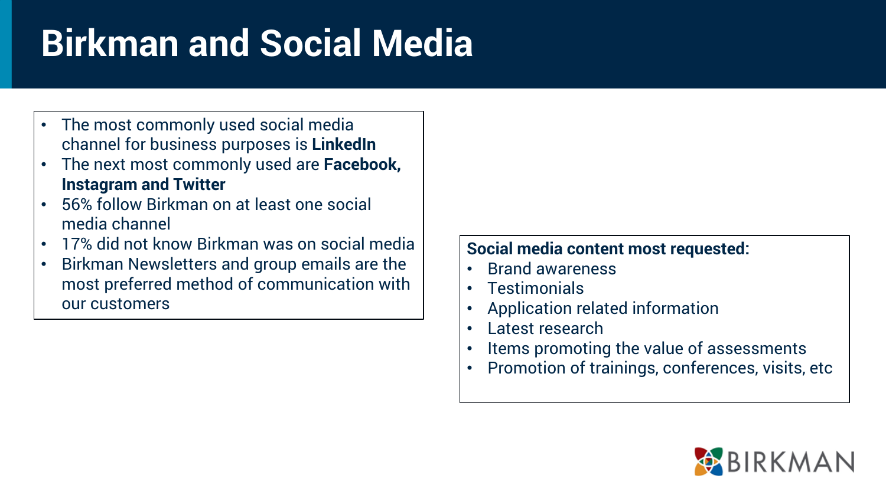# Birkman and Social Media

- The most commonly used social media channel for business purposes is **LinkedIn**
- The next most commonly used are **Facebook, Instagram and Twitter**
- 56% follow Birkman on at least one social media channel
- 17% did not know Birkman was on social media
- Birkman Newsletters and group emails are the most preferred method of communication with our customers

**Social media content most requested:**

- Brand awareness
- Testimonials
- Application related information
- Latest research
- Items promoting the value of assessments
- Promotion of trainings, conferences, visits, etc

BIRKMAN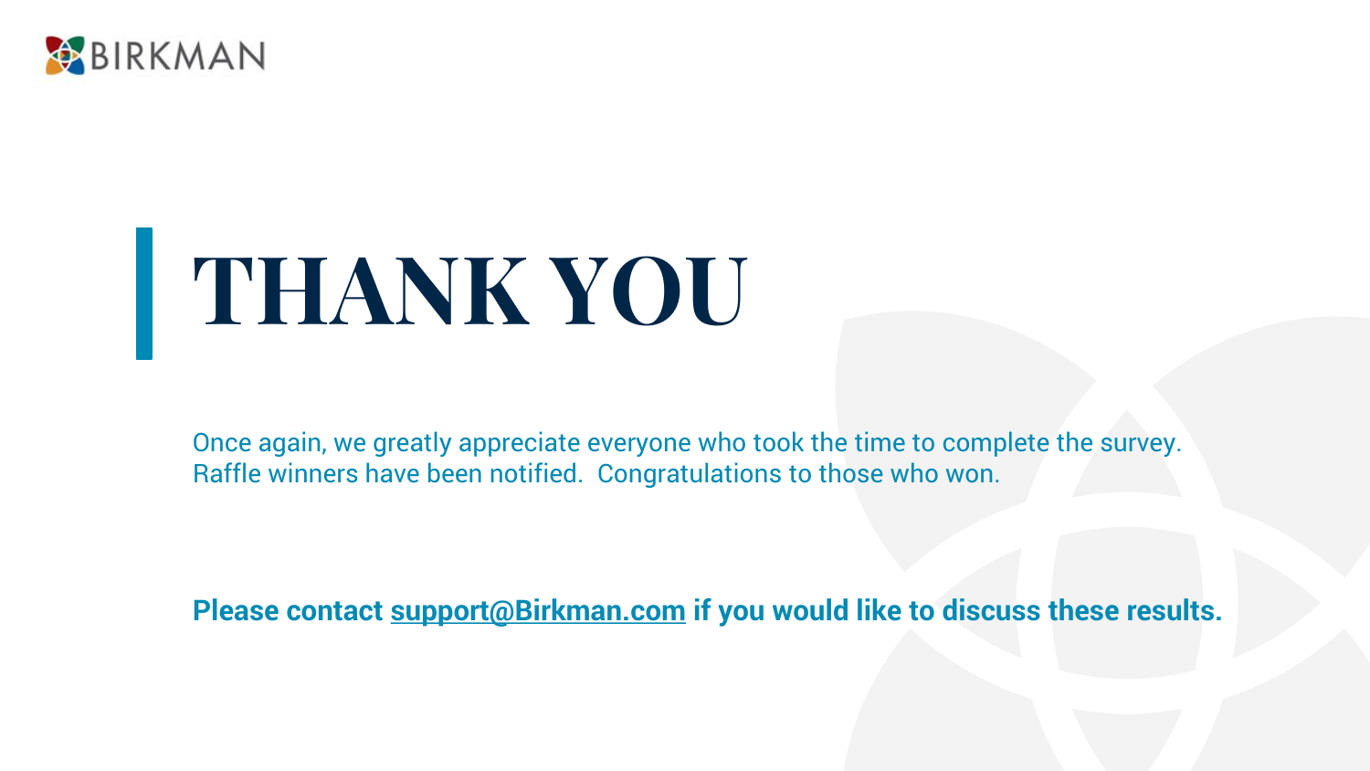BIRKMAN

# THANK YOU

Once again, we greatly appreciate everyone who took the time to complete the survey.
Raffle winners have been notified. Congratulations to those who won.

**Please contact [support@Birkman.com](mailto:support@Birkman.com) if you would like to discuss these results.**